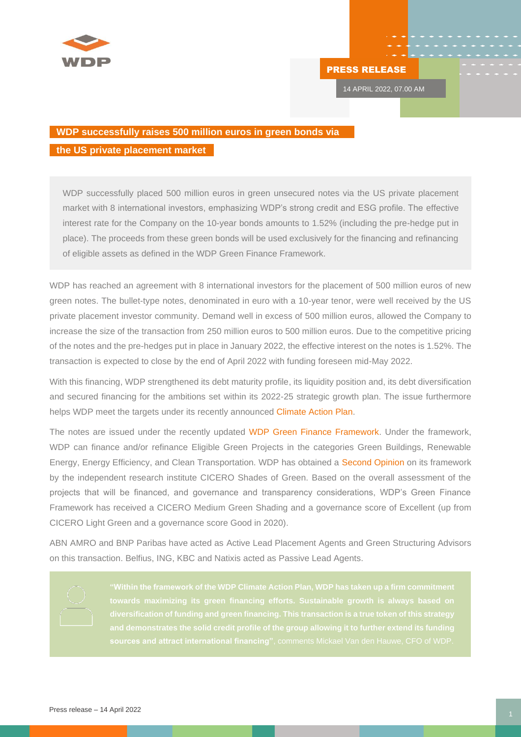PRESS RELEASE

14 APRIL 2022, 07.00 AM

# WDP successfully raises 500 million euros in green bonds via the US private placement market

WDP successfully placed 500 million euros in green unsecured notes via the US private placement market with 8 international investors, emphasizing WDP's strong credit and ESG profile. The effective interest rate for the Company on the 10-year bonds amounts to 1.52% (including the pre-hedge put in place). The proceeds from these green bonds will be used exclusively for the financing and refinancing of eligible assets as defined in the WDP Green Finance Framework.

WDP has reached an agreement with 8 international investors for the placement of 500 million euros of new green notes. The bullet-type notes, denominated in euro with a 10-year tenor, were well received by the US private placement investor community. Demand well in excess of 500 million euros, allowed the Company to increase the size of the transaction from 250 million euros to 500 million euros. Due to the competitive pricing of the notes and the pre-hedges put in place in January 2022, the effective interest on the notes is 1.52%. The transaction is expected to close by the end of April 2022 with funding foreseen mid-May 2022.

With this financing, WDP strengthened its debt maturity profile, its liquidity position and, its debt diversification and secured financing for the ambitions set within its 2022-25 strategic growth plan. The issue furthermore helps WDP meet the targets under its recently announced Climate Action Plan.

The notes are issued under the recently updated WDP Green Finance Framework. Under the framework, WDP can finance and/or refinance Eligible Green Projects in the categories Green Buildings, Renewable Energy, Energy Efficiency, and Clean Transportation. WDP has obtained a Second Opinion on its framework by the independent research institute CICERO Shades of Green. Based on the overall assessment of the projects that will be financed, and governance and transparency considerations, WDP's Green Finance Framework has received a CICERO Medium Green Shading and a governance score of Excellent (up from CICERO Light Green and a governance score Good in 2020).

ABN AMRO and BNP Paribas have acted as Active Lead Placement Agents and Green Structuring Advisors on this transaction. Belfius, ING, KBC and Natixis acted as Passive Lead Agents.

**"Within the framework of the WDP Climate Action Plan, WDP has taken up a firm commitment towards maximizing its green financing efforts. Sustainable growth is always based on diversification of funding and green financing. This transaction is a true token of this strategy and demonstrates the solid credit profile of the group allowing it to further extend its funding sources and attract international financing"**, comments Mickael Van den Hauwe, CFO of WDP.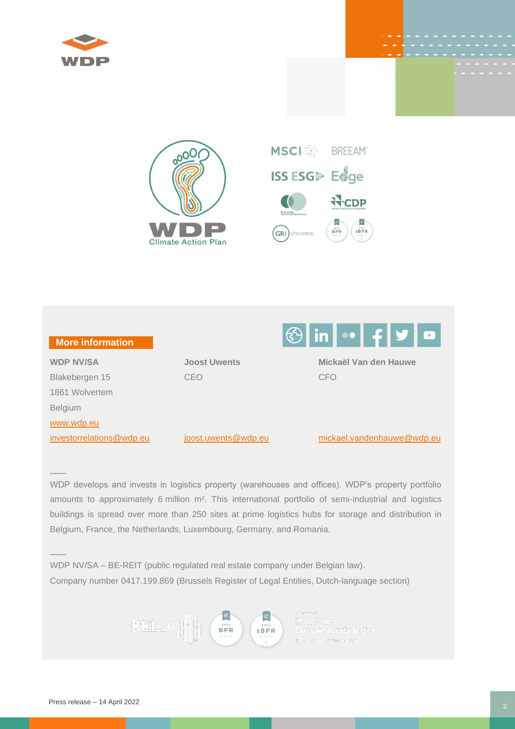## More information

| | | |
|---|---|---|
| **WDP NV/SA** | **Joost Uwents** | **Mickaël Van den Hauwe** |
| Blakebergen 15 | CEO | CFO |
| 1861 Wolvertem | | |
| Belgium | | |
| www.wdp.eu | | |
| investorrelations@wdp.eu | joost.uwents@wdp.eu | mickael.vandenhauwe@wdp.eu |

WDP develops and invests in logistics property (warehouses and offices). WDP's property portfolio amounts to approximately 6 million m². This international portfolio of semi-industrial and logistics buildings is spread over more than 250 sites at prime logistics hubs for storage and distribution in Belgium, France, the Netherlands, Luxembourg, Germany, and Romania.

WDP NV/SA – BE-REIT (public regulated real estate company under Belgian law).
Company number 0417.199.869 (Brussels Register of Legal Entities, Dutch-language section)

Press release – 14 April 2022